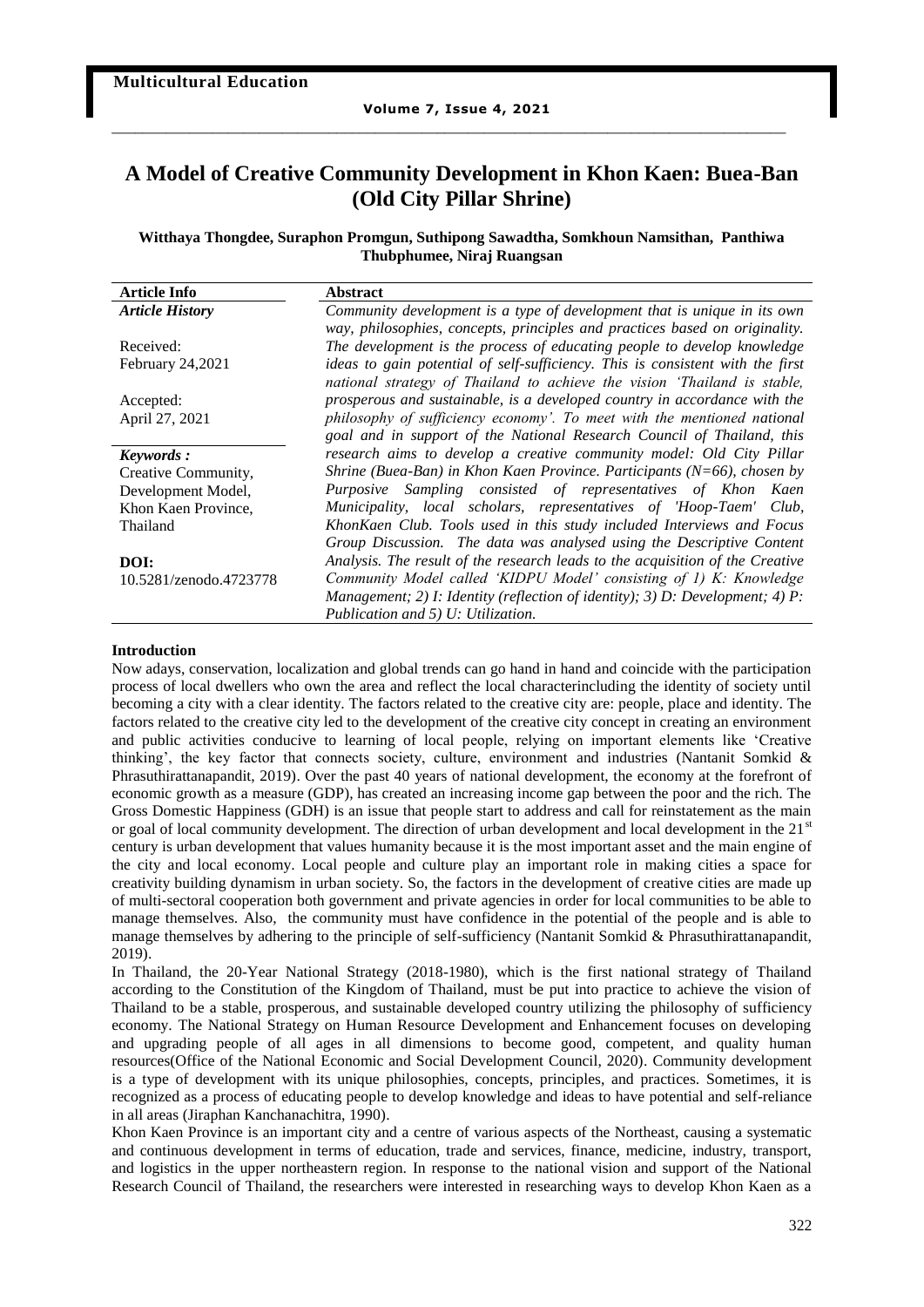# A Model of Creative Community Development in Khon Kaen: Buea-Ban (Old City Pillar Shrine)

**Witthaya Thongdee, Suraphon Promgun, Suthipong Sawadtha, Somkhoun Namsithan, Panthiwa Thubphumee, Niraj Ruangsan**

| Article Info | Abstract |
|---|---|
| ***Article History*** | *Community development is a type of development that is unique in its own way, philosophies, concepts, principles and practices based on originality. The development is the process of educating people to develop knowledge ideas to gain potential of self-sufficiency. This is consistent with the first national strategy of Thailand to achieve the vision 'Thailand is stable, prosperous and sustainable, is a developed country in accordance with the philosophy of sufficiency economy'. To meet with the mentioned national goal and in support of the National Research Council of Thailand, this research aims to develop a creative community model: Old City Pillar Shrine (Buea-Ban) in Khon Kaen Province. Participants (N=66), chosen by Purposive Sampling consisted of representatives of Khon Kaen Municipality, local scholars, representatives of 'Hoop-Taem' Club, KhonKaen Club. Tools used in this study included Interviews and Focus Group Discussion. The data was analysed using the Descriptive Content Analysis. The result of the research leads to the acquisition of the Creative Community Model called 'KIDPU Model' consisting of 1) K: Knowledge Management; 2) I: Identity (reflection of identity); 3) D: Development; 4) P: Publication and 5) U: Utilization.* |
| Received: February 24,2021 | |
| Accepted: April 27, 2021 | |
| ***Keywords :*** Creative Community, Development Model, Khon Kaen Province, Thailand | |
| **DOI:** 10.5281/zenodo.4723778 | |

**Introduction**

Now adays, conservation, localization and global trends can go hand in hand and coincide with the participation process of local dwellers who own the area and reflect the local characterincluding the identity of society until becoming a city with a clear identity. The factors related to the creative city are: people, place and identity. The factors related to the creative city led to the development of the creative city concept in creating an environment and public activities conducive to learning of local people, relying on important elements like 'Creative thinking', the key factor that connects society, culture, environment and industries (Nantanit Somkid & Phrasuthirattanapandit, 2019). Over the past 40 years of national development, the economy at the forefront of economic growth as a measure (GDP), has created an increasing income gap between the poor and the rich. The Gross Domestic Happiness (GDH) is an issue that people start to address and call for reinstatement as the main or goal of local community development. The direction of urban development and local development in the 21st century is urban development that values humanity because it is the most important asset and the main engine of the city and local economy. Local people and culture play an important role in making cities a space for creativity building dynamism in urban society. So, the factors in the development of creative cities are made up of multi-sectoral cooperation both government and private agencies in order for local communities to be able to manage themselves. Also, the community must have confidence in the potential of the people and is able to manage themselves by adhering to the principle of self-sufficiency (Nantanit Somkid & Phrasuthirattanapandit, 2019).

In Thailand, the 20-Year National Strategy (2018-1980), which is the first national strategy of Thailand according to the Constitution of the Kingdom of Thailand, must be put into practice to achieve the vision of Thailand to be a stable, prosperous, and sustainable developed country utilizing the philosophy of sufficiency economy. The National Strategy on Human Resource Development and Enhancement focuses on developing and upgrading people of all ages in all dimensions to become good, competent, and quality human resources(Office of the National Economic and Social Development Council, 2020). Community development is a type of development with its unique philosophies, concepts, principles, and practices. Sometimes, it is recognized as a process of educating people to develop knowledge and ideas to have potential and self-reliance in all areas (Jiraphan Kanchanachitra, 1990).

Khon Kaen Province is an important city and a centre of various aspects of the Northeast, causing a systematic and continuous development in terms of education, trade and services, finance, medicine, industry, transport, and logistics in the upper northeastern region. In response to the national vision and support of the National Research Council of Thailand, the researchers were interested in researching ways to develop Khon Kaen as a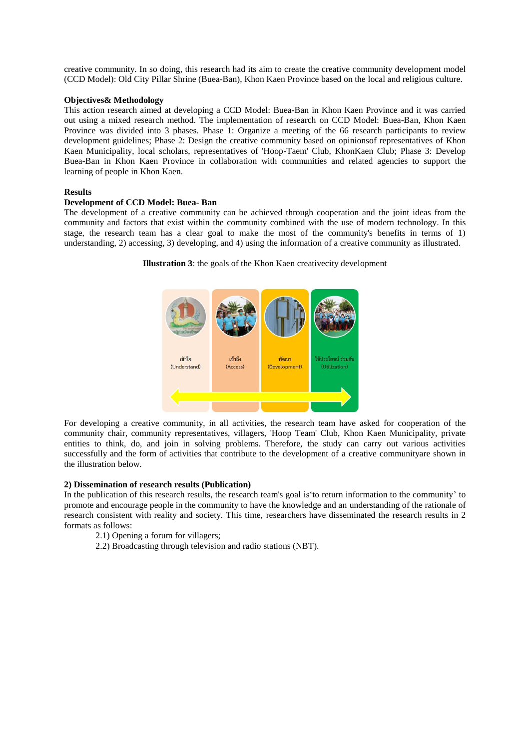creative community. In so doing, this research had its aim to create the creative community development model (CCD Model): Old City Pillar Shrine (Buea-Ban), Khon Kaen Province based on the local and religious culture.

**Objectives& Methodology**

This action research aimed at developing a CCD Model: Buea-Ban in Khon Kaen Province and it was carried out using a mixed research method. The implementation of research on CCD Model: Buea-Ban, Khon Kaen Province was divided into 3 phases. Phase 1: Organize a meeting of the 66 research participants to review development guidelines; Phase 2: Design the creative community based on opinionsof representatives of Khon Kaen Municipality, local scholars, representatives of 'Hoop-Taem' Club, KhonKaen Club; Phase 3: Develop Buea-Ban in Khon Kaen Province in collaboration with communities and related agencies to support the learning of people in Khon Kaen.

**Results**

**Development of CCD Model: Buea- Ban**

The development of a creative community can be achieved through cooperation and the joint ideas from the community and factors that exist within the community combined with the use of modern technology. In this stage, the research team has a clear goal to make the most of the community's benefits in terms of 1) understanding, 2) accessing, 3) developing, and 4) using the information of a creative community as illustrated.

**Illustration 3**: the goals of the Khon Kaen creativecity development

เข้าใจ (Understand) | เข้าถึง (Access) | พัฒนา (Development) | ใช้ประโยชน์ ร่วมกัน (Utilization)

For developing a creative community, in all activities, the research team have asked for cooperation of the community chair, community representatives, villagers, 'Hoop Team' Club, Khon Kaen Municipality, private entities to think, do, and join in solving problems. Therefore, the study can carry out various activities successfully and the form of activities that contribute to the development of a creative communityare shown in the illustration below.

**2) Dissemination of research results (Publication)**

In the publication of this research results, the research team's goal is'to return information to the community' to promote and encourage people in the community to have the knowledge and an understanding of the rationale of research consistent with reality and society. This time, researchers have disseminated the research results in 2 formats as follows:

2.1) Opening a forum for villagers;

2.2) Broadcasting through television and radio stations (NBT).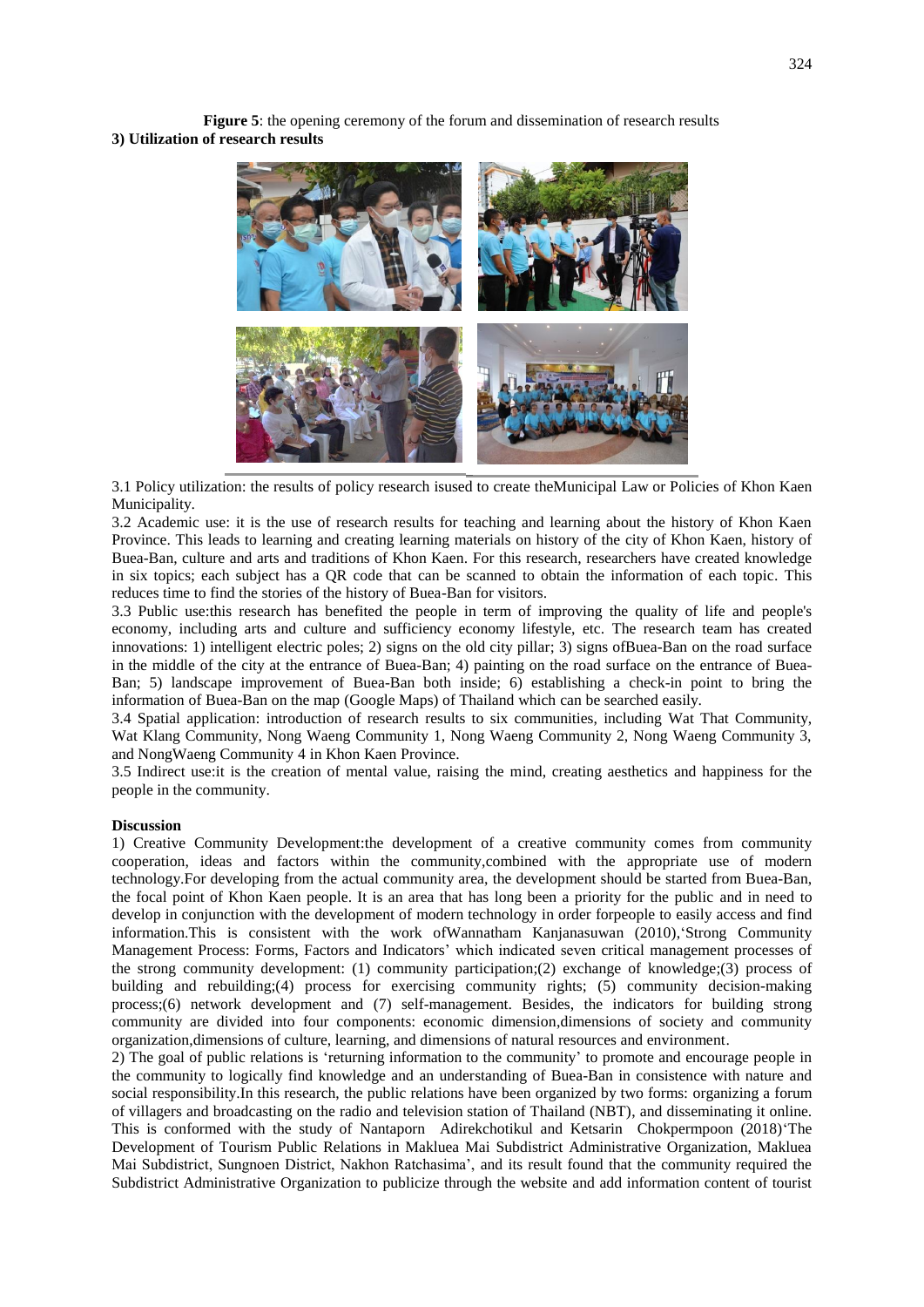**Figure 5**: the opening ceremony of the forum and dissemination of research results

**3) Utilization of research results**

3.1 Policy utilization: the results of policy research isused to create theMunicipal Law or Policies of Khon Kaen Municipality.

3.2 Academic use: it is the use of research results for teaching and learning about the history of Khon Kaen Province. This leads to learning and creating learning materials on history of the city of Khon Kaen, history of Buea-Ban, culture and arts and traditions of Khon Kaen. For this research, researchers have created knowledge in six topics; each subject has a QR code that can be scanned to obtain the information of each topic. This reduces time to find the stories of the history of Buea-Ban for visitors.

3.3 Public use:this research has benefited the people in term of improving the quality of life and people's economy, including arts and culture and sufficiency economy lifestyle, etc. The research team has created innovations: 1) intelligent electric poles; 2) signs on the old city pillar; 3) signs ofBuea-Ban on the road surface in the middle of the city at the entrance of Buea-Ban; 4) painting on the road surface on the entrance of Buea-Ban; 5) landscape improvement of Buea-Ban both inside; 6) establishing a check-in point to bring the information of Buea-Ban on the map (Google Maps) of Thailand which can be searched easily.

3.4 Spatial application: introduction of research results to six communities, including Wat That Community, Wat Klang Community, Nong Waeng Community 1, Nong Waeng Community 2, Nong Waeng Community 3, and NongWaeng Community 4 in Khon Kaen Province.

3.5 Indirect use:it is the creation of mental value, raising the mind, creating aesthetics and happiness for the people in the community.

**Discussion**

1) Creative Community Development:the development of a creative community comes from community cooperation, ideas and factors within the community,combined with the appropriate use of modern technology.For developing from the actual community area, the development should be started from Buea-Ban, the focal point of Khon Kaen people. It is an area that has long been a priority for the public and in need to develop in conjunction with the development of modern technology in order forpeople to easily access and find information.This is consistent with the work ofWannatham Kanjanasuwan (2010),'Strong Community Management Process: Forms, Factors and Indicators' which indicated seven critical management processes of the strong community development: (1) community participation;(2) exchange of knowledge;(3) process of building and rebuilding;(4) process for exercising community rights; (5) community decision-making process;(6) network development and (7) self-management. Besides, the indicators for building strong community are divided into four components: economic dimension,dimensions of society and community organization,dimensions of culture, learning, and dimensions of natural resources and environment.

2) The goal of public relations is 'returning information to the community' to promote and encourage people in the community to logically find knowledge and an understanding of Buea-Ban in consistence with nature and social responsibility.In this research, the public relations have been organized by two forms: organizing a forum of villagers and broadcasting on the radio and television station of Thailand (NBT), and disseminating it online. This is conformed with the study of Nantaporn Adirekchotikul and Ketsarin Chokpermpoon (2018)'The Development of Tourism Public Relations in Makluea Mai Subdistrict Administrative Organization, Makluea Mai Subdistrict, Sungnoen District, Nakhon Ratchasima', and its result found that the community required the Subdistrict Administrative Organization to publicize through the website and add information content of tourist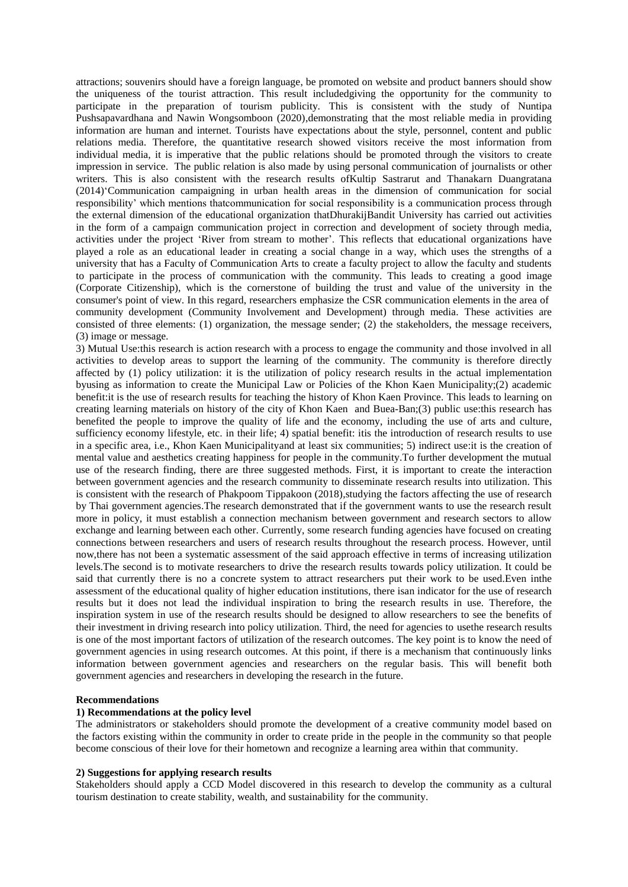attractions; souvenirs should have a foreign language, be promoted on website and product banners should show the uniqueness of the tourist attraction. This result includedgiving the opportunity for the community to participate in the preparation of tourism publicity. This is consistent with the study of Nuntipa Pushsapavardhana and Nawin Wongsomboon (2020),demonstrating that the most reliable media in providing information are human and internet. Tourists have expectations about the style, personnel, content and public relations media. Therefore, the quantitative research showed visitors receive the most information from individual media, it is imperative that the public relations should be promoted through the visitors to create impression in service. The public relation is also made by using personal communication of journalists or other writers. This is also consistent with the research results ofKultip Sastrarut and Thanakarn Duangratana (2014)'Communication campaigning in urban health areas in the dimension of communication for social responsibility' which mentions thatcommunication for social responsibility is a communication process through the external dimension of the educational organization thatDhurakijBandit University has carried out activities in the form of a campaign communication project in correction and development of society through media, activities under the project 'River from stream to mother'. This reflects that educational organizations have played a role as an educational leader in creating a social change in a way, which uses the strengths of a university that has a Faculty of Communication Arts to create a faculty project to allow the faculty and students to participate in the process of communication with the community. This leads to creating a good image (Corporate Citizenship), which is the cornerstone of building the trust and value of the university in the consumer's point of view. In this regard, researchers emphasize the CSR communication elements in the area of community development (Community Involvement and Development) through media. These activities are consisted of three elements: (1) organization, the message sender; (2) the stakeholders, the message receivers, (3) image or message.

3) Mutual Use:this research is action research with a process to engage the community and those involved in all activities to develop areas to support the learning of the community. The community is therefore directly affected by (1) policy utilization: it is the utilization of policy research results in the actual implementation byusing as information to create the Municipal Law or Policies of the Khon Kaen Municipality;(2) academic benefit:it is the use of research results for teaching the history of Khon Kaen Province. This leads to learning on creating learning materials on history of the city of Khon Kaen and Buea-Ban;(3) public use:this research has benefited the people to improve the quality of life and the economy, including the use of arts and culture, sufficiency economy lifestyle, etc. in their life; 4) spatial benefit: itis the introduction of research results to use in a specific area, i.e., Khon Kaen Municipalityand at least six communities; 5) indirect use:it is the creation of mental value and aesthetics creating happiness for people in the community.To further development the mutual use of the research finding, there are three suggested methods. First, it is important to create the interaction between government agencies and the research community to disseminate research results into utilization. This is consistent with the research of Phakpoom Tippakoon (2018),studying the factors affecting the use of research by Thai government agencies.The research demonstrated that if the government wants to use the research result more in policy, it must establish a connection mechanism between government and research sectors to allow exchange and learning between each other. Currently, some research funding agencies have focused on creating connections between researchers and users of research results throughout the research process. However, until now,there has not been a systematic assessment of the said approach effective in terms of increasing utilization levels.The second is to motivate researchers to drive the research results towards policy utilization. It could be said that currently there is no a concrete system to attract researchers put their work to be used.Even inthe assessment of the educational quality of higher education institutions, there isan indicator for the use of research results but it does not lead the individual inspiration to bring the research results in use. Therefore, the inspiration system in use of the research results should be designed to allow researchers to see the benefits of their investment in driving research into policy utilization. Third, the need for agencies to usethe research results is one of the most important factors of utilization of the research outcomes. The key point is to know the need of government agencies in using research outcomes. At this point, if there is a mechanism that continuously links information between government agencies and researchers on the regular basis. This will benefit both government agencies and researchers in developing the research in the future.

## Recommendations

### 1) Recommendations at the policy level

The administrators or stakeholders should promote the development of a creative community model based on the factors existing within the community in order to create pride in the people in the community so that people become conscious of their love for their hometown and recognize a learning area within that community.

### 2) Suggestions for applying research results

Stakeholders should apply a CCD Model discovered in this research to develop the community as a cultural tourism destination to create stability, wealth, and sustainability for the community.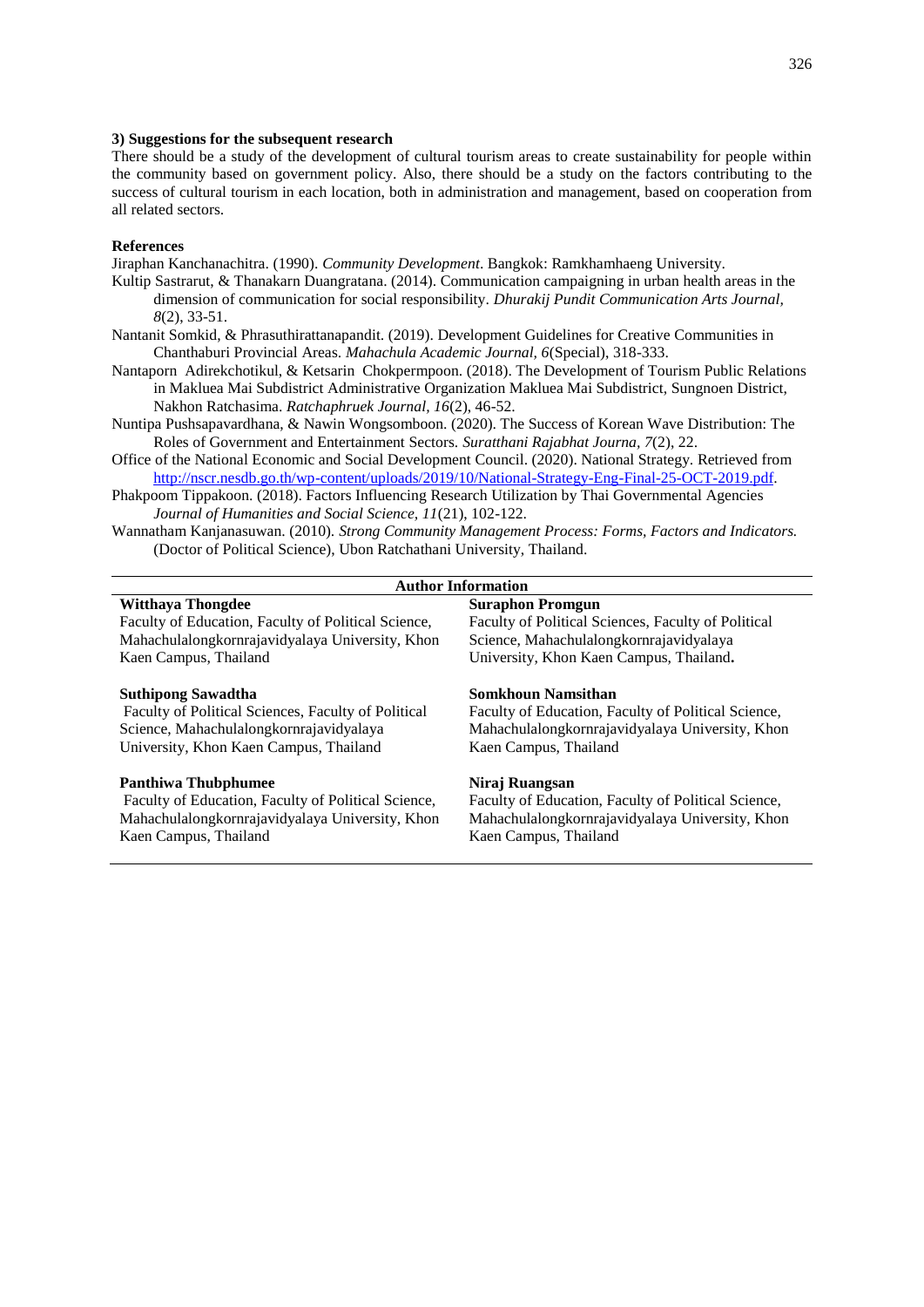**3) Suggestions for the subsequent research**

There should be a study of the development of cultural tourism areas to create sustainability for people within the community based on government policy. Also, there should be a study on the factors contributing to the success of cultural tourism in each location, both in administration and management, based on cooperation from all related sectors.

**References**

Jiraphan Kanchanachitra. (1990). *Community Development*. Bangkok: Ramkhamhaeng University.

Kultip Sastrarut, & Thanakarn Duangratana. (2014). Communication campaigning in urban health areas in the dimension of communication for social responsibility. *Dhurakij Pundit Communication Arts Journal, 8*(2), 33-51.

Nantanit Somkid, & Phrasuthirattanapandit. (2019). Development Guidelines for Creative Communities in Chanthaburi Provincial Areas. *Mahachula Academic Journal, 6*(Special), 318-333.

Nantaporn Adirekchotikul, & Ketsarin Chokpermpoon. (2018). The Development of Tourism Public Relations in Makluea Mai Subdistrict Administrative Organization Makluea Mai Subdistrict, Sungnoen District, Nakhon Ratchasima. *Ratchaphruek Journal, 16*(2), 46-52.

Nuntipa Pushsapavardhana, & Nawin Wongsomboon. (2020). The Success of Korean Wave Distribution: The Roles of Government and Entertainment Sectors. *Suratthani Rajabhat Journa, 7*(2), 22.

Office of the National Economic and Social Development Council. (2020). National Strategy. Retrieved from http://nscr.nesdb.go.th/wp-content/uploads/2019/10/National-Strategy-Eng-Final-25-OCT-2019.pdf.

Phakpoom Tippakoon. (2018). Factors Influencing Research Utilization by Thai Governmental Agencies *Journal of Humanities and Social Science, 11*(21), 102-122.

Wannatham Kanjanasuwan. (2010). *Strong Community Management Process: Forms, Factors and Indicators.* (Doctor of Political Science), Ubon Ratchathani University, Thailand.

**Author Information**

**Witthaya Thongdee**
Faculty of Education, Faculty of Political Science, Mahachulalongkornrajavidyalaya University, Khon Kaen Campus, Thailand

**Suraphon Promgun**
Faculty of Political Sciences, Faculty of Political Science, Mahachulalongkornrajavidyalaya University, Khon Kaen Campus, Thailand.

**Suthipong Sawadtha**
Faculty of Political Sciences, Faculty of Political Science, Mahachulalongkornrajavidyalaya University, Khon Kaen Campus, Thailand

**Somkhoun Namsithan**
Faculty of Education, Faculty of Political Science, Mahachulalongkornrajavidyalaya University, Khon Kaen Campus, Thailand

**Panthiwa Thubphumee**
Faculty of Education, Faculty of Political Science, Mahachulalongkornrajavidyalaya University, Khon Kaen Campus, Thailand

**Niraj Ruangsan**
Faculty of Education, Faculty of Political Science, Mahachulalongkornrajavidyalaya University, Khon Kaen Campus, Thailand